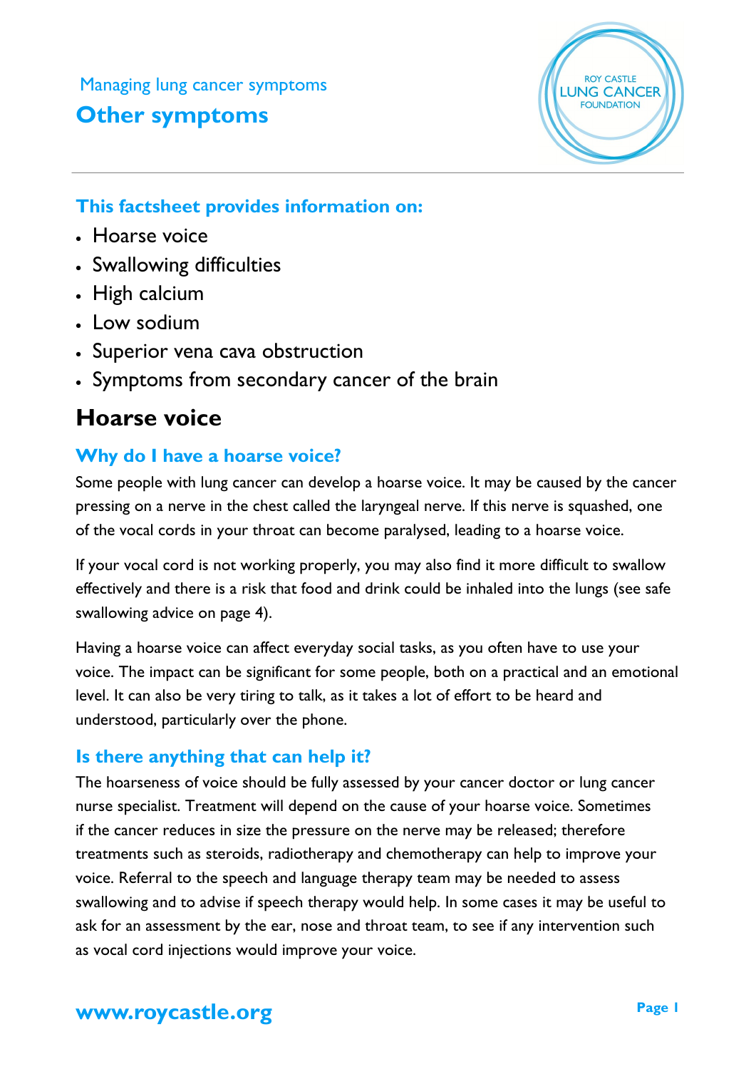Managing lung cancer symptoms

# Other symptoms

### This factsheet provides information on:

- Hoarse voice
- Swallowing difficulties
- High calcium
- Low sodium
- Superior vena cava obstruction
- Symptoms from secondary cancer of the brain

## Hoarse voice

### Why do I have a hoarse voice?

Some people with lung cancer can develop a hoarse voice. It may be caused by the cancer pressing on a nerve in the chest called the laryngeal nerve. If this nerve is squashed, one of the vocal cords in your throat can become paralysed, leading to a hoarse voice.

If your vocal cord is not working properly, you may also find it more difficult to swallow effectively and there is a risk that food and drink could be inhaled into the lungs (see safe swallowing advice on page 4).

Having a hoarse voice can affect everyday social tasks, as you often have to use your voice. The impact can be significant for some people, both on a practical and an emotional level. It can also be very tiring to talk, as it takes a lot of effort to be heard and understood, particularly over the phone.

### Is there anything that can help it?

The hoarseness of voice should be fully assessed by your cancer doctor or lung cancer nurse specialist. Treatment will depend on the cause of your hoarse voice. Sometimes if the cancer reduces in size the pressure on the nerve may be released; therefore treatments such as steroids, radiotherapy and chemotherapy can help to improve your voice. Referral to the speech and language therapy team may be needed to assess swallowing and to advise if speech therapy would help. In some cases it may be useful to ask for an assessment by the ear, nose and throat team, to see if any intervention such as vocal cord injections would improve your voice.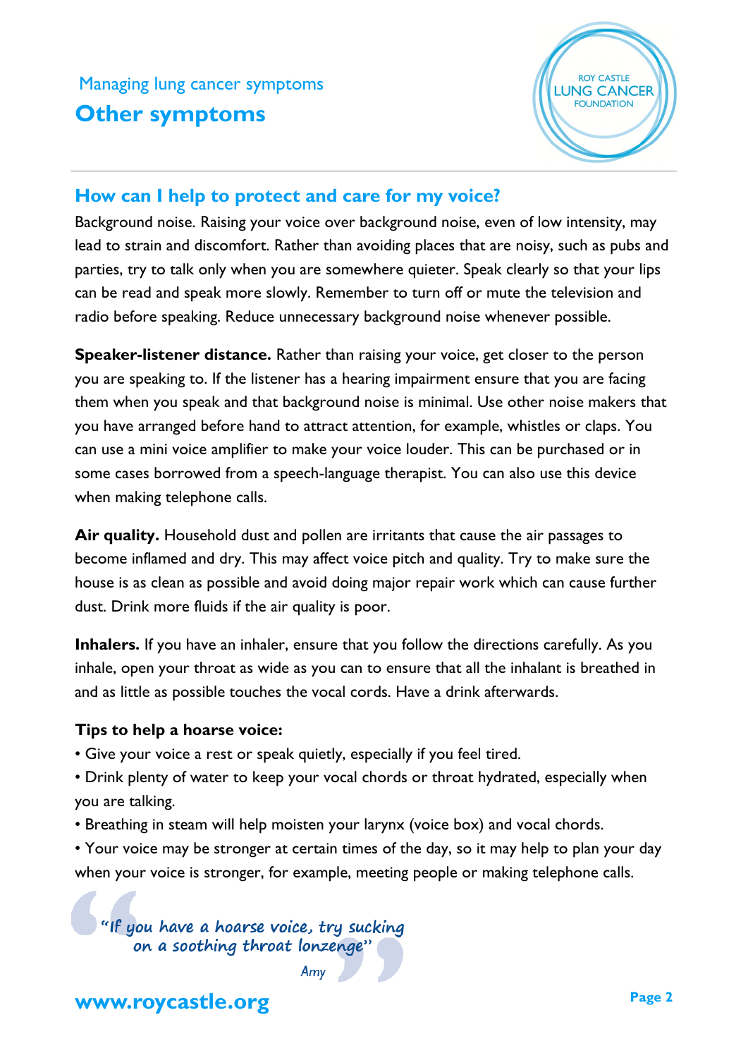## How can I help to protect and care for my voice?

Background noise. Raising your voice over background noise, even of low intensity, may lead to strain and discomfort. Rather than avoiding places that are noisy, such as pubs and parties, try to talk only when you are somewhere quieter. Speak clearly so that your lips can be read and speak more slowly. Remember to turn off or mute the television and radio before speaking. Reduce unnecessary background noise whenever possible.

**Speaker-listener distance.** Rather than raising your voice, get closer to the person you are speaking to. If the listener has a hearing impairment ensure that you are facing them when you speak and that background noise is minimal. Use other noise makers that you have arranged before hand to attract attention, for example, whistles or claps. You can use a mini voice amplifier to make your voice louder. This can be purchased or in some cases borrowed from a speech-language therapist. You can also use this device when making telephone calls.

**Air quality.** Household dust and pollen are irritants that cause the air passages to become inflamed and dry. This may affect voice pitch and quality. Try to make sure the house is as clean as possible and avoid doing major repair work which can cause further dust. Drink more fluids if the air quality is poor.

**Inhalers.** If you have an inhaler, ensure that you follow the directions carefully. As you inhale, open your throat as wide as you can to ensure that all the inhalant is breathed in and as little as possible touches the vocal cords. Have a drink afterwards.

**Tips to help a hoarse voice:**

- Give your voice a rest or speak quietly, especially if you feel tired.
- Drink plenty of water to keep your vocal chords or throat hydrated, especially when you are talking.
- Breathing in steam will help moisten your larynx (voice box) and vocal chords.
- Your voice may be stronger at certain times of the day, so it may help to plan your day when your voice is stronger, for example, meeting people or making telephone calls.

> *"If you have a hoarse voice, try sucking on a soothing throat lonzenge"*
>
> *Amy*

**www.roycastle.org**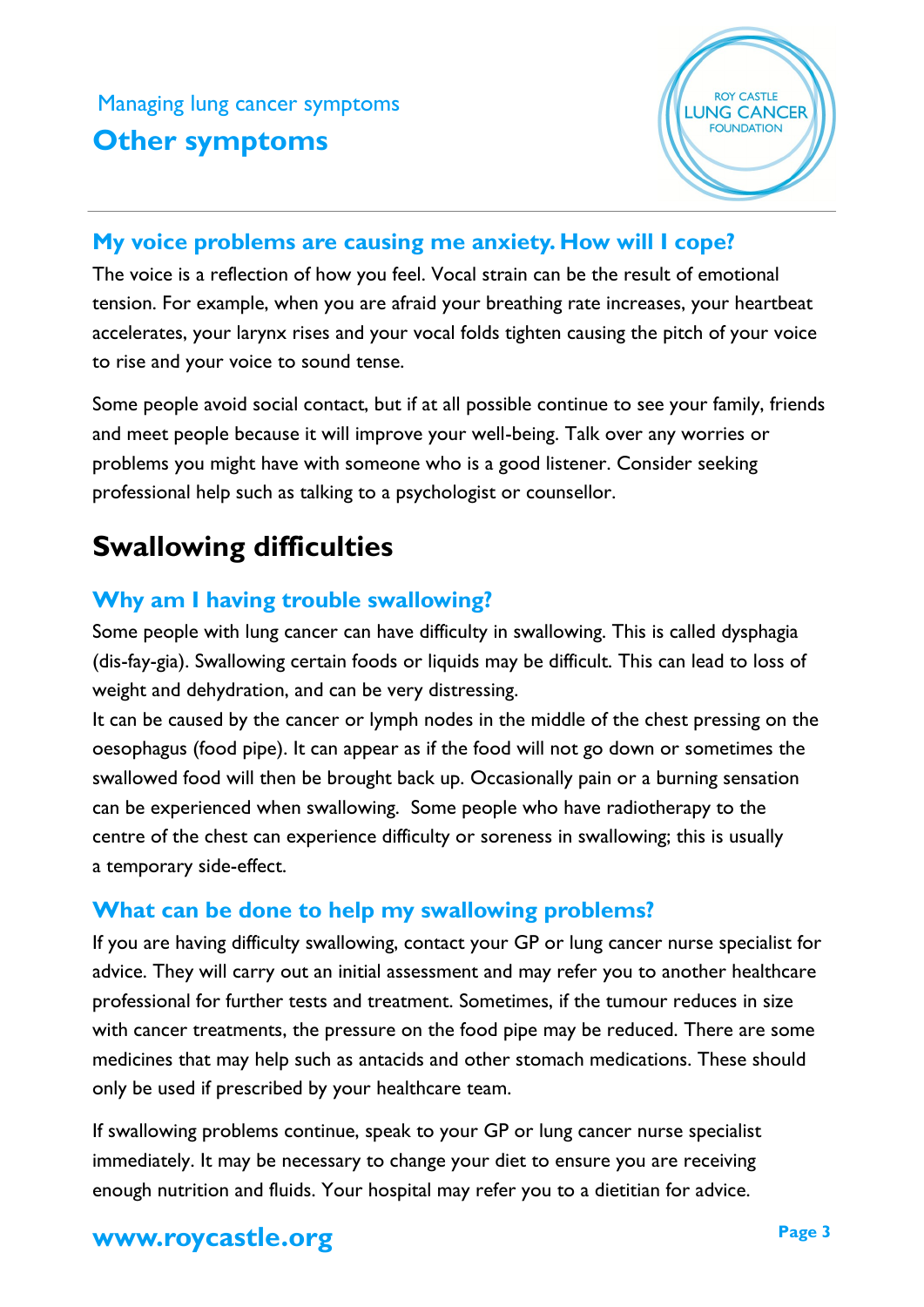## My voice problems are causing me anxiety. How will I cope?

The voice is a reflection of how you feel. Vocal strain can be the result of emotional tension. For example, when you are afraid your breathing rate increases, your heartbeat accelerates, your larynx rises and your vocal folds tighten causing the pitch of your voice to rise and your voice to sound tense.

Some people avoid social contact, but if at all possible continue to see your family, friends and meet people because it will improve your well-being. Talk over any worries or problems you might have with someone who is a good listener. Consider seeking professional help such as talking to a psychologist or counsellor.

# Swallowing difficulties

## Why am I having trouble swallowing?

Some people with lung cancer can have difficulty in swallowing. This is called dysphagia (dis-fay-gia). Swallowing certain foods or liquids may be difficult. This can lead to loss of weight and dehydration, and can be very distressing.

It can be caused by the cancer or lymph nodes in the middle of the chest pressing on the oesophagus (food pipe). It can appear as if the food will not go down or sometimes the swallowed food will then be brought back up. Occasionally pain or a burning sensation can be experienced when swallowing. Some people who have radiotherapy to the centre of the chest can experience difficulty or soreness in swallowing; this is usually a temporary side-effect.

## What can be done to help my swallowing problems?

If you are having difficulty swallowing, contact your GP or lung cancer nurse specialist for advice. They will carry out an initial assessment and may refer you to another healthcare professional for further tests and treatment. Sometimes, if the tumour reduces in size with cancer treatments, the pressure on the food pipe may be reduced. There are some medicines that may help such as antacids and other stomach medications. These should only be used if prescribed by your healthcare team.

If swallowing problems continue, speak to your GP or lung cancer nurse specialist immediately. It may be necessary to change your diet to ensure you are receiving enough nutrition and fluids. Your hospital may refer you to a dietitian for advice.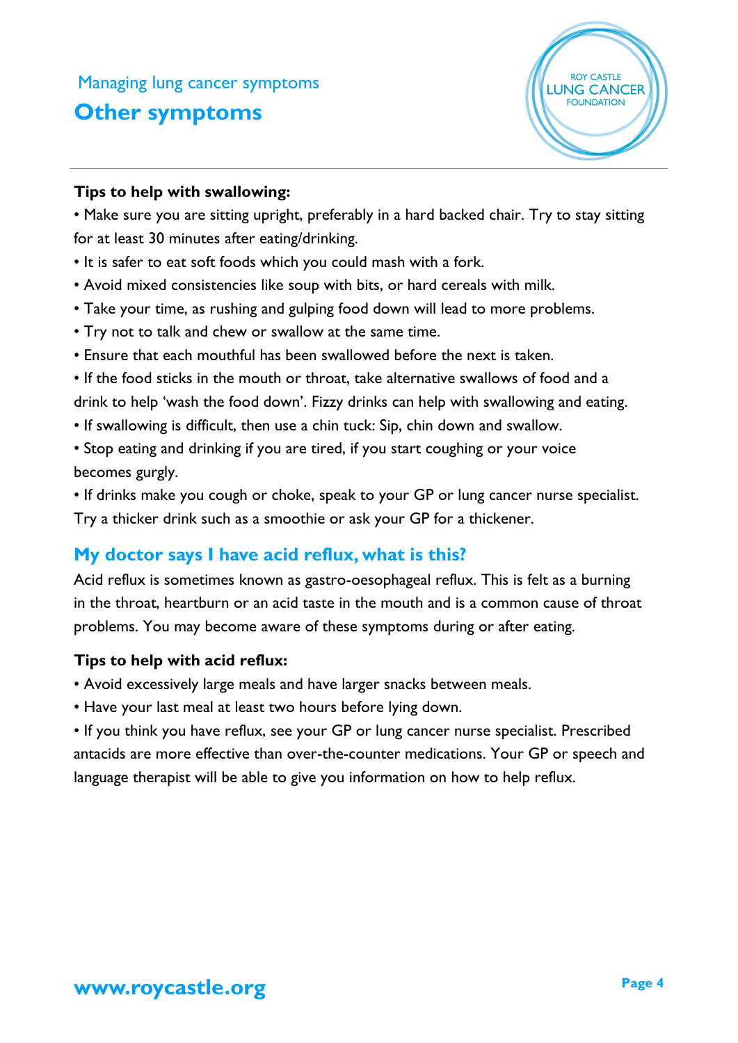Managing lung cancer symptoms

# Other symptoms

**Tips to help with swallowing:**

- Make sure you are sitting upright, preferably in a hard backed chair. Try to stay sitting for at least 30 minutes after eating/drinking.
- It is safer to eat soft foods which you could mash with a fork.
- Avoid mixed consistencies like soup with bits, or hard cereals with milk.
- Take your time, as rushing and gulping food down will lead to more problems.
- Try not to talk and chew or swallow at the same time.
- Ensure that each mouthful has been swallowed before the next is taken.
- If the food sticks in the mouth or throat, take alternative swallows of food and a drink to help 'wash the food down'. Fizzy drinks can help with swallowing and eating.
- If swallowing is difficult, then use a chin tuck: Sip, chin down and swallow.
- Stop eating and drinking if you are tired, if you start coughing or your voice becomes gurgly.
- If drinks make you cough or choke, speak to your GP or lung cancer nurse specialist. Try a thicker drink such as a smoothie or ask your GP for a thickener.

## My doctor says I have acid reflux, what is this?

Acid reflux is sometimes known as gastro-oesophageal reflux. This is felt as a burning in the throat, heartburn or an acid taste in the mouth and is a common cause of throat problems. You may become aware of these symptoms during or after eating.

**Tips to help with acid reflux:**

- Avoid excessively large meals and have larger snacks between meals.
- Have your last meal at least two hours before lying down.
- If you think you have reflux, see your GP or lung cancer nurse specialist. Prescribed antacids are more effective than over-the-counter medications. Your GP or speech and language therapist will be able to give you information on how to help reflux.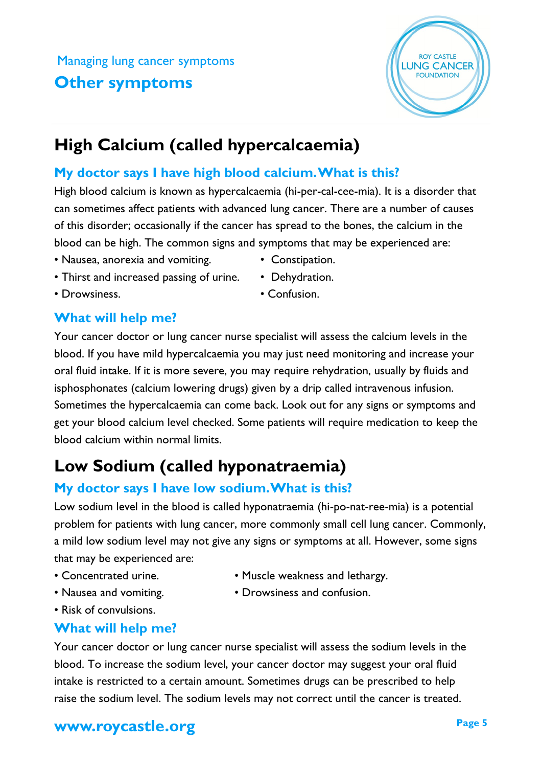Managing lung cancer symptoms

## Other symptoms

# High Calcium (called hypercalcaemia)

### My doctor says I have high blood calcium. What is this?

High blood calcium is known as hypercalcaemia (hi-per-cal-cee-mia). It is a disorder that can sometimes affect patients with advanced lung cancer. There are a number of causes of this disorder; occasionally if the cancer has spread to the bones, the calcium in the blood can be high. The common signs and symptoms that may be experienced are:

- Nausea, anorexia and vomiting.
- Thirst and increased passing of urine.
- Drowsiness.
- Constipation.
- Dehydration.
- Confusion.

### What will help me?

Your cancer doctor or lung cancer nurse specialist will assess the calcium levels in the blood. If you have mild hypercalcaemia you may just need monitoring and increase your oral fluid intake. If it is more severe, you may require rehydration, usually by fluids and isphosphonates (calcium lowering drugs) given by a drip called intravenous infusion. Sometimes the hypercalcaemia can come back. Look out for any signs or symptoms and get your blood calcium level checked. Some patients will require medication to keep the blood calcium within normal limits.

# Low Sodium (called hyponatraemia)

### My doctor says I have low sodium. What is this?

Low sodium level in the blood is called hyponatraemia (hi-po-nat-ree-mia) is a potential problem for patients with lung cancer, more commonly small cell lung cancer. Commonly, a mild low sodium level may not give any signs or symptoms at all. However, some signs that may be experienced are:

- Concentrated urine.
- Nausea and vomiting.
- Risk of convulsions.
- Muscle weakness and lethargy.
- Drowsiness and confusion.

### What will help me?

Your cancer doctor or lung cancer nurse specialist will assess the sodium levels in the blood. To increase the sodium level, your cancer doctor may suggest your oral fluid intake is restricted to a certain amount. Sometimes drugs can be prescribed to help raise the sodium level. The sodium levels may not correct until the cancer is treated.

www.roycastle.org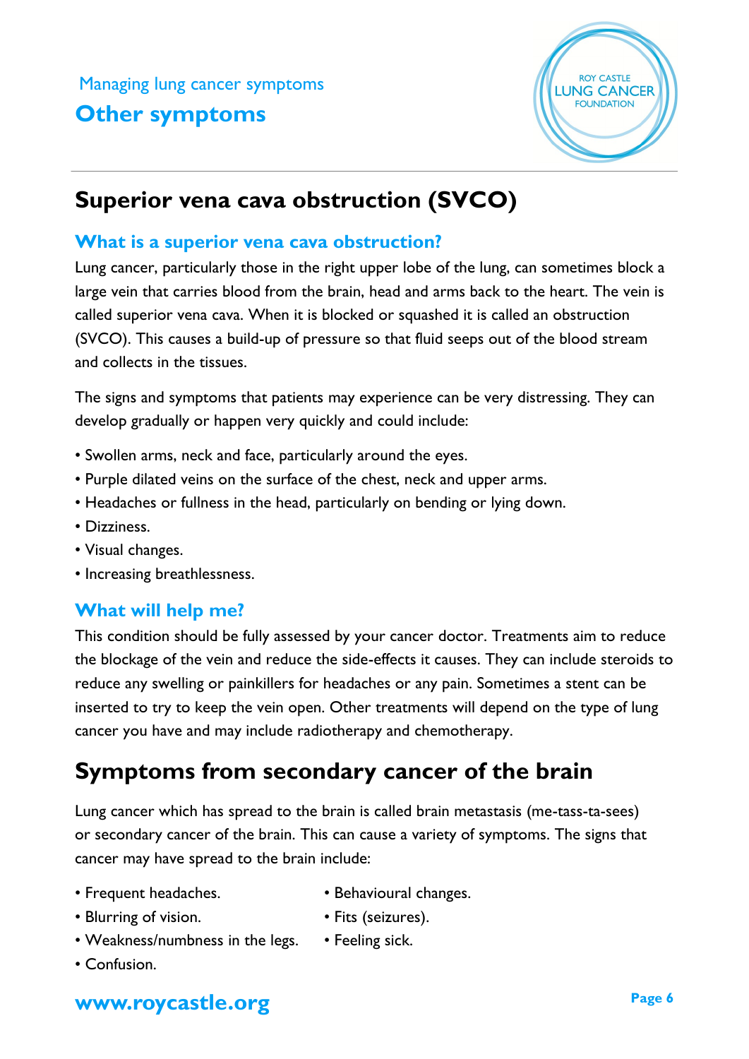Managing lung cancer symptoms

# Other symptoms

## Superior vena cava obstruction (SVCO)

### What is a superior vena cava obstruction?

Lung cancer, particularly those in the right upper lobe of the lung, can sometimes block a large vein that carries blood from the brain, head and arms back to the heart. The vein is called superior vena cava. When it is blocked or squashed it is called an obstruction (SVCO). This causes a build-up of pressure so that fluid seeps out of the blood stream and collects in the tissues.

The signs and symptoms that patients may experience can be very distressing. They can develop gradually or happen very quickly and could include:

- Swollen arms, neck and face, particularly around the eyes.
- Purple dilated veins on the surface of the chest, neck and upper arms.
- Headaches or fullness in the head, particularly on bending or lying down.
- Dizziness.
- Visual changes.
- Increasing breathlessness.

### What will help me?

This condition should be fully assessed by your cancer doctor. Treatments aim to reduce the blockage of the vein and reduce the side-effects it causes. They can include steroids to reduce any swelling or painkillers for headaches or any pain. Sometimes a stent can be inserted to try to keep the vein open. Other treatments will depend on the type of lung cancer you have and may include radiotherapy and chemotherapy.

## Symptoms from secondary cancer of the brain

Lung cancer which has spread to the brain is called brain metastasis (me-tass-ta-sees) or secondary cancer of the brain. This can cause a variety of symptoms. The signs that cancer may have spread to the brain include:

- Frequent headaches.
- Blurring of vision.
- Weakness/numbness in the legs.
- Confusion.
- Behavioural changes.
- Fits (seizures).
- Feeling sick.

www.roycastle.org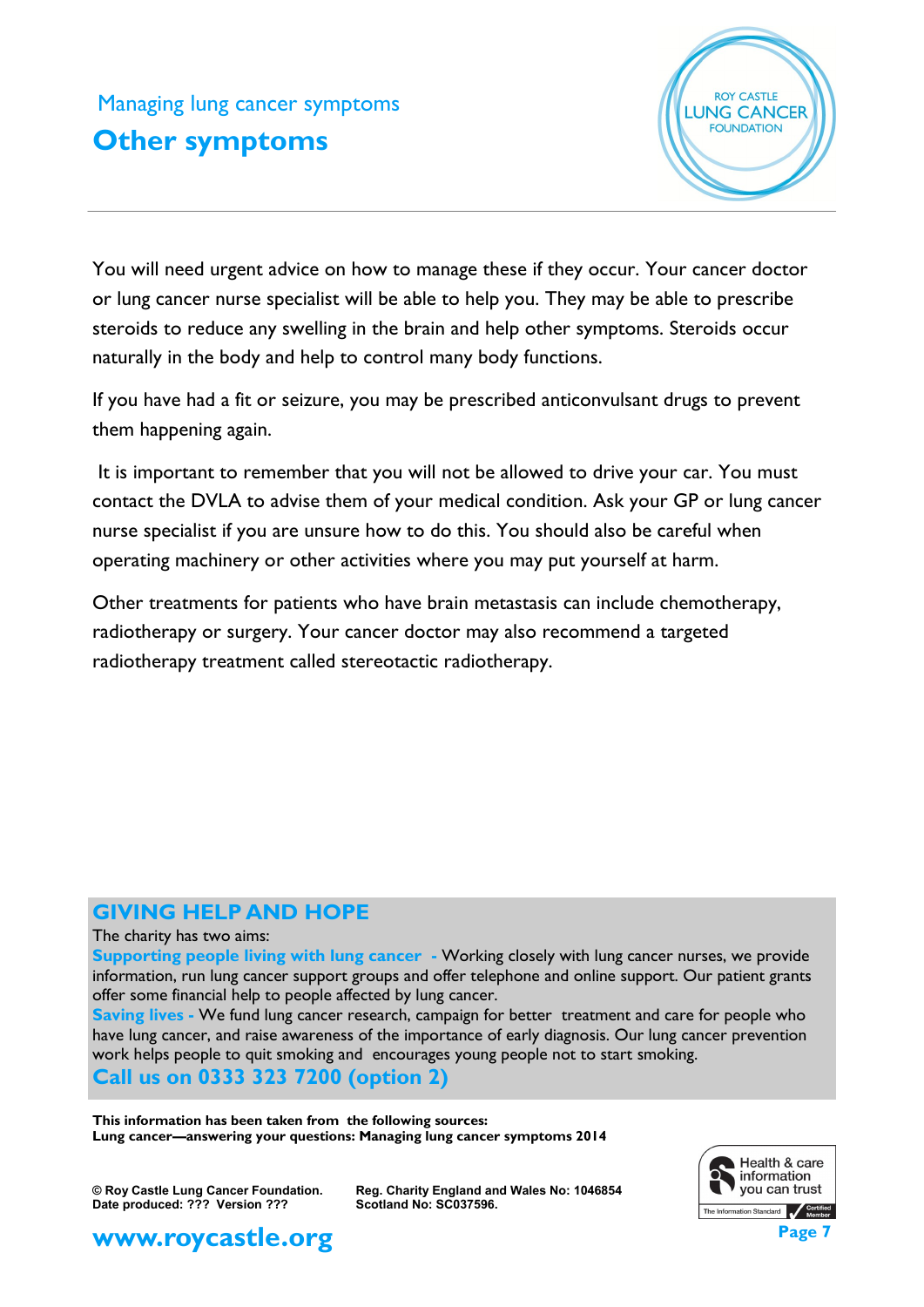Managing lung cancer symptoms

# Other symptoms

You will need urgent advice on how to manage these if they occur. Your cancer doctor or lung cancer nurse specialist will be able to help you. They may be able to prescribe steroids to reduce any swelling in the brain and help other symptoms. Steroids occur naturally in the body and help to control many body functions.

If you have had a fit or seizure, you may be prescribed anticonvulsant drugs to prevent them happening again.

It is important to remember that you will not be allowed to drive your car. You must contact the DVLA to advise them of your medical condition. Ask your GP or lung cancer nurse specialist if you are unsure how to do this. You should also be careful when operating machinery or other activities where you may put yourself at harm.

Other treatments for patients who have brain metastasis can include chemotherapy, radiotherapy or surgery. Your cancer doctor may also recommend a targeted radiotherapy treatment called stereotactic radiotherapy.

## GIVING HELP AND HOPE

The charity has two aims:

**Supporting people living with lung cancer** - Working closely with lung cancer nurses, we provide information, run lung cancer support groups and offer telephone and online support. Our patient grants offer some financial help to people affected by lung cancer.

**Saving lives** - We fund lung cancer research, campaign for better treatment and care for people who have lung cancer, and raise awareness of the importance of early diagnosis. Our lung cancer prevention work helps people to quit smoking and encourages young people not to start smoking.

**Call us on 0333 323 7200 (option 2)**

**This information has been taken from the following sources:**
**Lung cancer—answering your questions: Managing lung cancer symptoms 2014**

**© Roy Castle Lung Cancer Foundation.**
**Date produced: ??? Version ???**

**Reg. Charity England and Wales No: 1046854**
**Scotland No: SC037596.**

Health & care information you can trust — The Information Standard Certified Member

**www.roycastle.org**